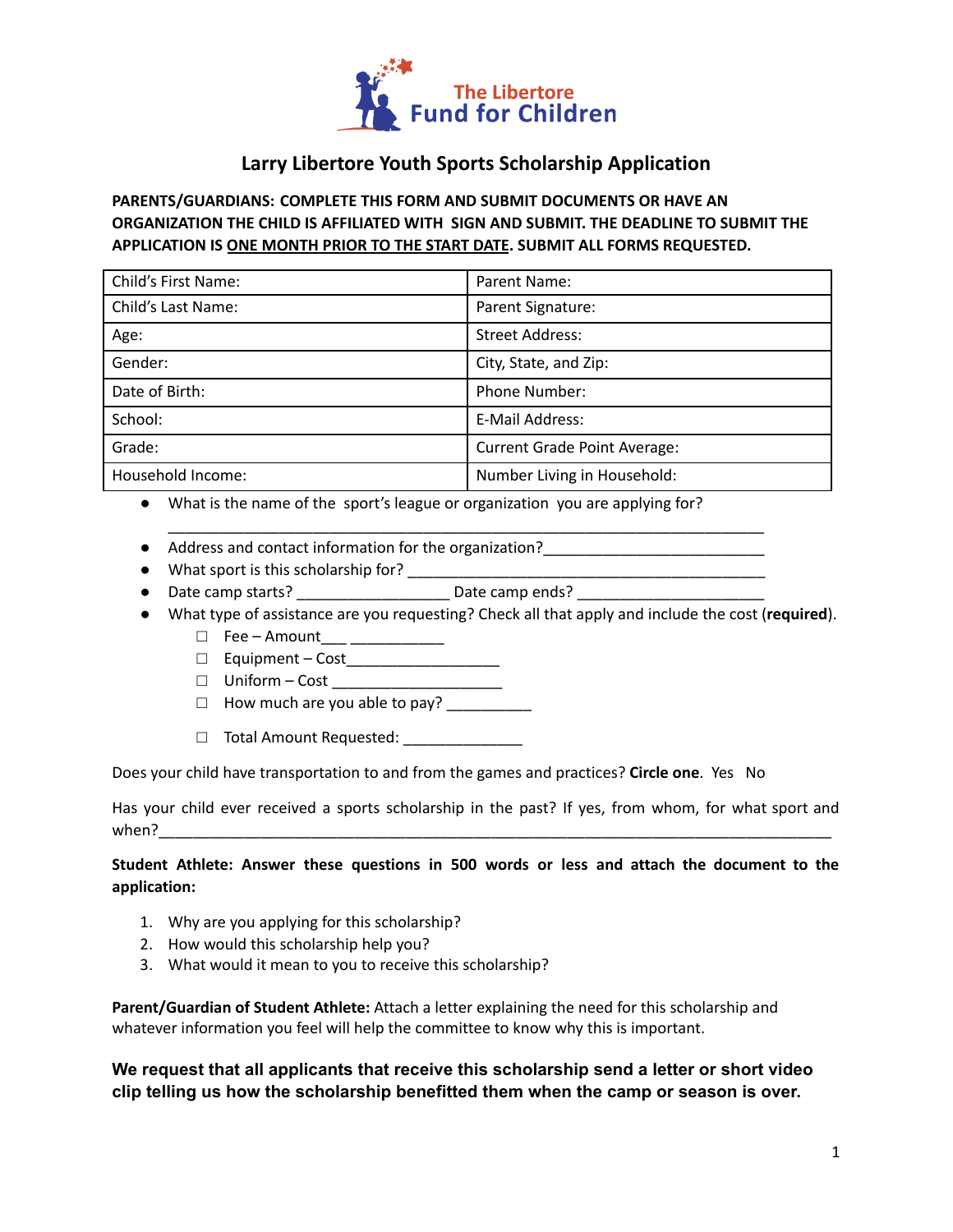The Libertore
Fund for Children

# Larry Libertore Youth Sports Scholarship Application

**PARENTS/GUARDIANS: COMPLETE THIS FORM AND SUBMIT DOCUMENTS OR HAVE AN ORGANIZATION THE CHILD IS AFFILIATED WITH SIGN AND SUBMIT. THE DEADLINE TO SUBMIT THE APPLICATION IS ONE MONTH PRIOR TO THE START DATE. SUBMIT ALL FORMS REQUESTED.**

| Child's First Name: | Parent Name: |
|---|---|
| Child's Last Name: | Parent Signature: |
| Age: | Street Address: |
| Gender: | City, State, and Zip: |
| Date of Birth: | Phone Number: |
| School: | E-Mail Address: |
| Grade: | Current Grade Point Average: |
| Household Income: | Number Living in Household: |

- What is the name of the sport's league or organization you are applying for? ______________________________________________________________________
- Address and contact information for the organization?_________________________
- What sport is this scholarship for? ___________________________________________
- Date camp starts? _________________ Date camp ends? _____________________
- What type of assistance are you requesting? Check all that apply and include the cost (**required**).
  - ☐ Fee – Amount___ ___________
  - ☐ Equipment – Cost__________________
  - ☐ Uniform – Cost ____________________
  - ☐ How much are you able to pay? __________
  - ☐ Total Amount Requested: ______________

Does your child have transportation to and from the games and practices? **Circle one**. Yes No

Has your child ever received a sports scholarship in the past? If yes, from whom, for what sport and when?_______________________________________________________________________________

**Student Athlete: Answer these questions in 500 words or less and attach the document to the application:**

1. Why are you applying for this scholarship?
2. How would this scholarship help you?
3. What would it mean to you to receive this scholarship?

**Parent/Guardian of Student Athlete:** Attach a letter explaining the need for this scholarship and whatever information you feel will help the committee to know why this is important.

**We request that all applicants that receive this scholarship send a letter or short video clip telling us how the scholarship benefitted them when the camp or season is over.**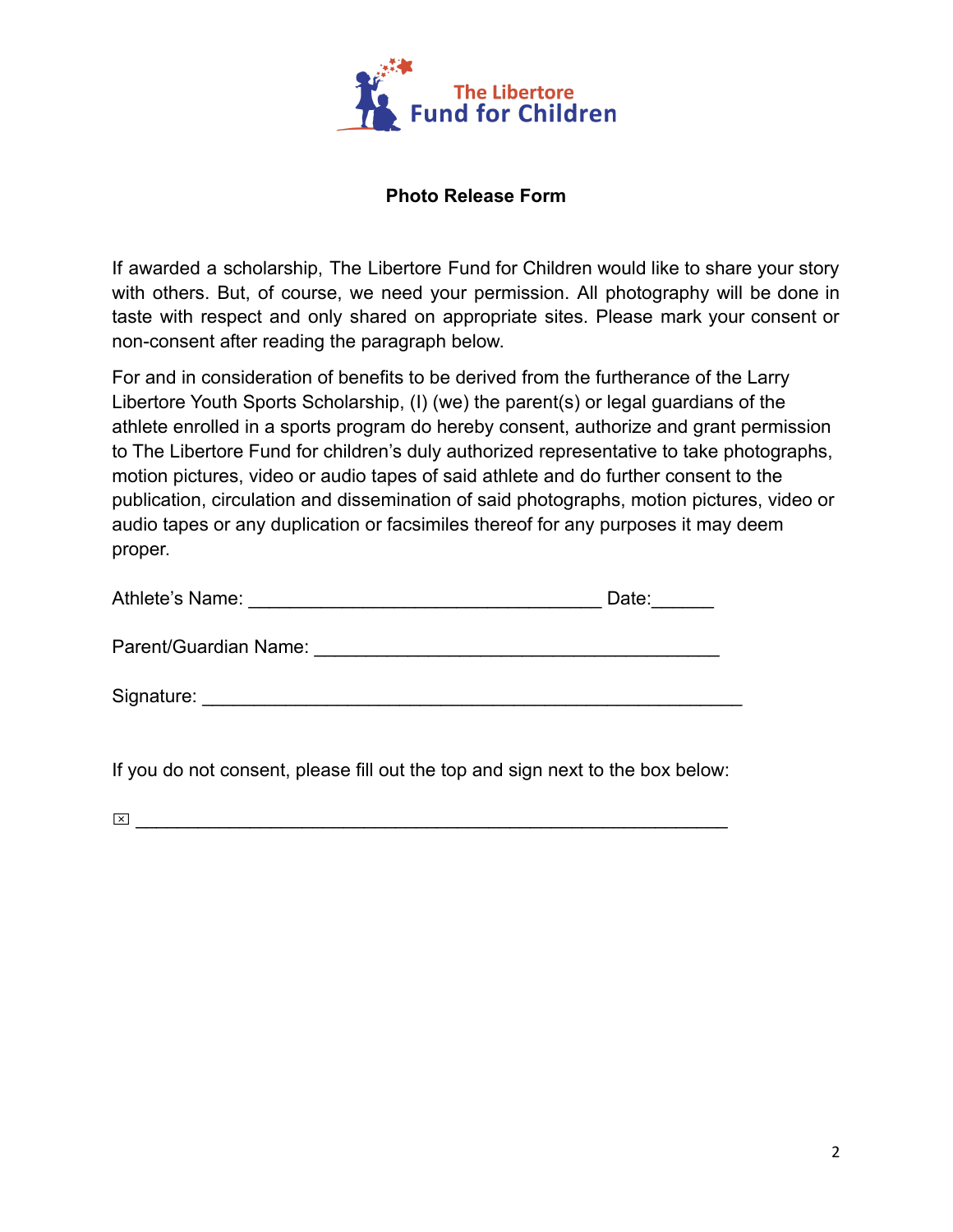The Libertore Fund for Children

**Photo Release Form**

If awarded a scholarship, The Libertore Fund for Children would like to share your story with others. But, of course, we need your permission. All photography will be done in taste with respect and only shared on appropriate sites. Please mark your consent or non-consent after reading the paragraph below.

For and in consideration of benefits to be derived from the furtherance of the Larry Libertore Youth Sports Scholarship, (I) (we) the parent(s) or legal guardians of the athlete enrolled in a sports program do hereby consent, authorize and grant permission to The Libertore Fund for children's duly authorized representative to take photographs, motion pictures, video or audio tapes of said athlete and do further consent to the publication, circulation and dissemination of said photographs, motion pictures, video or audio tapes or any duplication or facsimiles thereof for any purposes it may deem proper.

Athlete's Name: _________________________________ Date:______

Parent/Guardian Name: ______________________________________

Signature: ___________________________________________________

If you do not consent, please fill out the top and sign next to the box below:

☒ _______________________________________________________